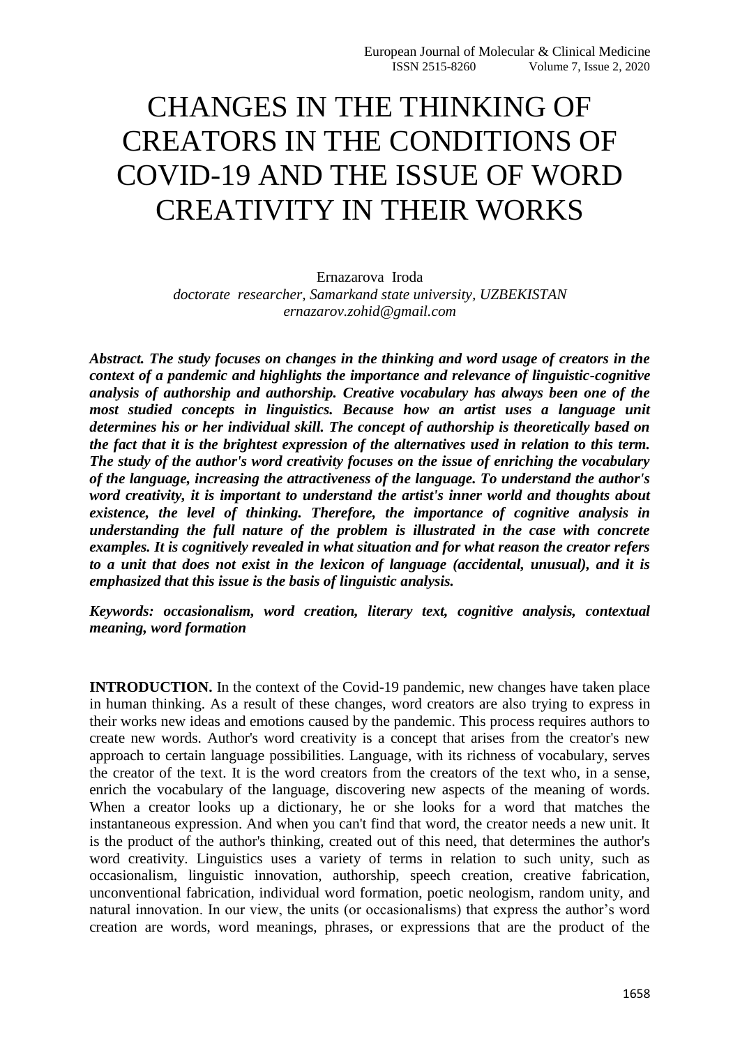# CHANGES IN THE THINKING OF CREATORS IN THE CONDITIONS OF COVID-19 AND THE ISSUE OF WORD CREATIVITY IN THEIR WORKS

Ernazarova Iroda

*doctorate researcher, Samarkand state university, UZBEKISTAN*

*ernazarov.zohid@gmail.com*

***Abstract. The study focuses on changes in the thinking and word usage of creators in the context of a pandemic and highlights the importance and relevance of linguistic-cognitive analysis of authorship and authorship. Creative vocabulary has always been one of the most studied concepts in linguistics. Because how an artist uses a language unit determines his or her individual skill. The concept of authorship is theoretically based on the fact that it is the brightest expression of the alternatives used in relation to this term. The study of the author's word creativity focuses on the issue of enriching the vocabulary of the language, increasing the attractiveness of the language. To understand the author's word creativity, it is important to understand the artist's inner world and thoughts about existence, the level of thinking. Therefore, the importance of cognitive analysis in understanding the full nature of the problem is illustrated in the case with concrete examples. It is cognitively revealed in what situation and for what reason the creator refers to a unit that does not exist in the lexicon of language (accidental, unusual), and it is emphasized that this issue is the basis of linguistic analysis.***

***Keywords: occasionalism, word creation, literary text, cognitive analysis, contextual meaning, word formation***

**INTRODUCTION.** In the context of the Covid-19 pandemic, new changes have taken place in human thinking. As a result of these changes, word creators are also trying to express in their works new ideas and emotions caused by the pandemic. This process requires authors to create new words. Author's word creativity is a concept that arises from the creator's new approach to certain language possibilities. Language, with its richness of vocabulary, serves the creator of the text. It is the word creators from the creators of the text who, in a sense, enrich the vocabulary of the language, discovering new aspects of the meaning of words. When a creator looks up a dictionary, he or she looks for a word that matches the instantaneous expression. And when you can't find that word, the creator needs a new unit. It is the product of the author's thinking, created out of this need, that determines the author's word creativity. Linguistics uses a variety of terms in relation to such unity, such as occasionalism, linguistic innovation, authorship, speech creation, creative fabrication, unconventional fabrication, individual word formation, poetic neologism, random unity, and natural innovation. In our view, the units (or occasionalisms) that express the author's word creation are words, word meanings, phrases, or expressions that are the product of the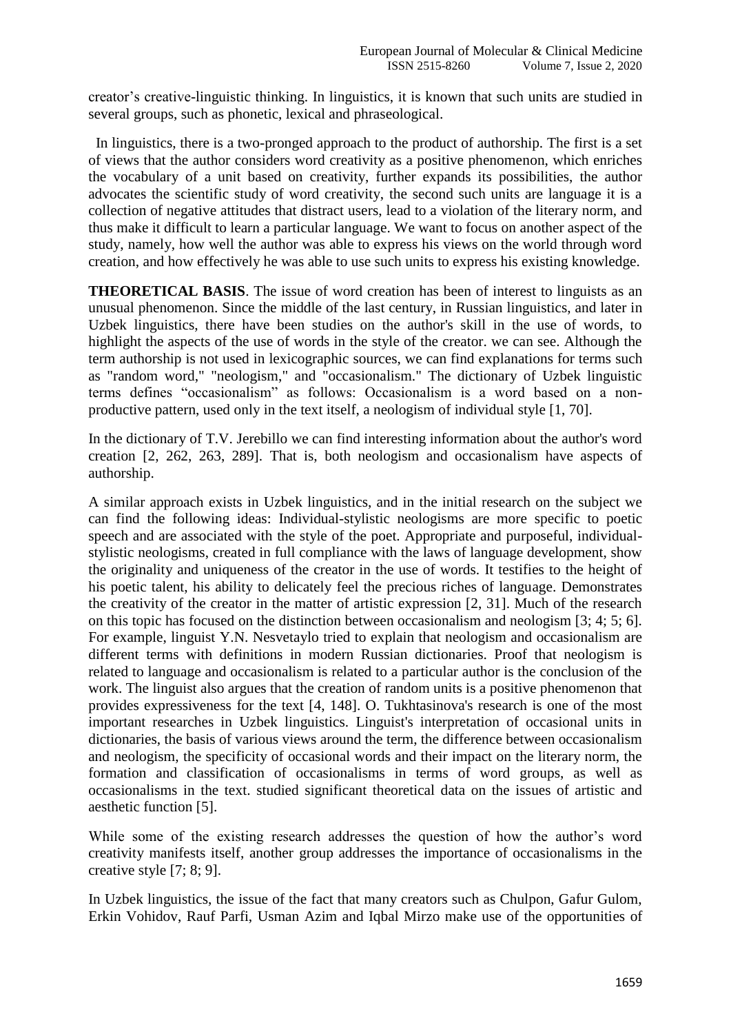creator's creative-linguistic thinking. In linguistics, it is known that such units are studied in several groups, such as phonetic, lexical and phraseological.

In linguistics, there is a two-pronged approach to the product of authorship. The first is a set of views that the author considers word creativity as a positive phenomenon, which enriches the vocabulary of a unit based on creativity, further expands its possibilities, the author advocates the scientific study of word creativity, the second such units are language it is a collection of negative attitudes that distract users, lead to a violation of the literary norm, and thus make it difficult to learn a particular language. We want to focus on another aspect of the study, namely, how well the author was able to express his views on the world through word creation, and how effectively he was able to use such units to express his existing knowledge.

**THEORETICAL BASIS**. The issue of word creation has been of interest to linguists as an unusual phenomenon. Since the middle of the last century, in Russian linguistics, and later in Uzbek linguistics, there have been studies on the author's skill in the use of words, to highlight the aspects of the use of words in the style of the creator. we can see. Although the term authorship is not used in lexicographic sources, we can find explanations for terms such as "random word," "neologism," and "occasionalism." The dictionary of Uzbek linguistic terms defines "occasionalism" as follows: Occasionalism is a word based on a non-productive pattern, used only in the text itself, a neologism of individual style [1, 70].

In the dictionary of T.V. Jerebillo we can find interesting information about the author's word creation [2, 262, 263, 289]. That is, both neologism and occasionalism have aspects of authorship.

A similar approach exists in Uzbek linguistics, and in the initial research on the subject we can find the following ideas: Individual-stylistic neologisms are more specific to poetic speech and are associated with the style of the poet. Appropriate and purposeful, individual-stylistic neologisms, created in full compliance with the laws of language development, show the originality and uniqueness of the creator in the use of words. It testifies to the height of his poetic talent, his ability to delicately feel the precious riches of language. Demonstrates the creativity of the creator in the matter of artistic expression [2, 31]. Much of the research on this topic has focused on the distinction between occasionalism and neologism [3; 4; 5; 6]. For example, linguist Y.N. Nesvetaylo tried to explain that neologism and occasionalism are different terms with definitions in modern Russian dictionaries. Proof that neologism is related to language and occasionalism is related to a particular author is the conclusion of the work. The linguist also argues that the creation of random units is a positive phenomenon that provides expressiveness for the text [4, 148]. O. Tukhtasinova's research is one of the most important researches in Uzbek linguistics. Linguist's interpretation of occasional units in dictionaries, the basis of various views around the term, the difference between occasionalism and neologism, the specificity of occasional words and their impact on the literary norm, the formation and classification of occasionalisms in terms of word groups, as well as occasionalisms in the text. studied significant theoretical data on the issues of artistic and aesthetic function [5].

While some of the existing research addresses the question of how the author's word creativity manifests itself, another group addresses the importance of occasionalisms in the creative style [7; 8; 9].

In Uzbek linguistics, the issue of the fact that many creators such as Chulpon, Gafur Gulom, Erkin Vohidov, Rauf Parfi, Usman Azim and Iqbal Mirzo make use of the opportunities of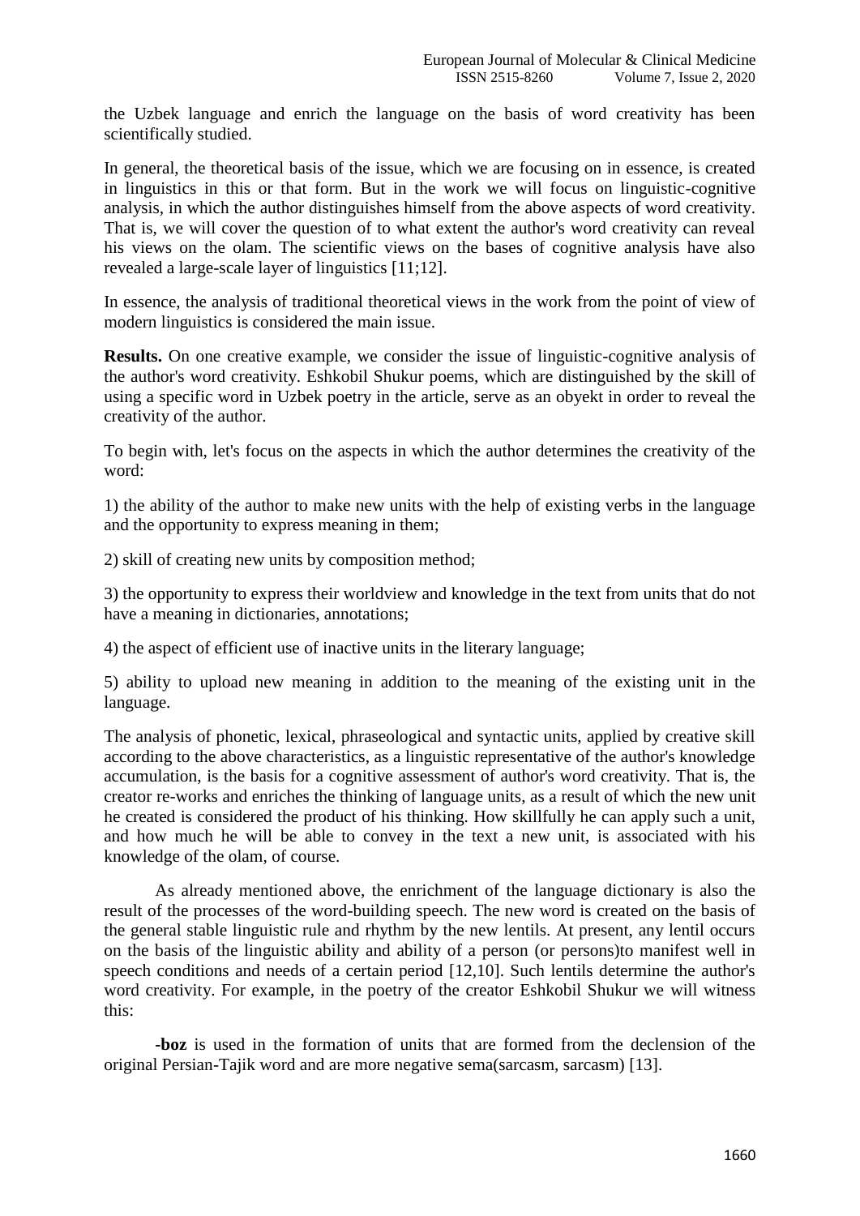the Uzbek language and enrich the language on the basis of word creativity has been scientifically studied.

In general, the theoretical basis of the issue, which we are focusing on in essence, is created in linguistics in this or that form. But in the work we will focus on linguistic-cognitive analysis, in which the author distinguishes himself from the above aspects of word creativity. That is, we will cover the question of to what extent the author's word creativity can reveal his views on the olam. The scientific views on the bases of cognitive analysis have also revealed a large-scale layer of linguistics [11;12].

In essence, the analysis of traditional theoretical views in the work from the point of view of modern linguistics is considered the main issue.

**Results.** On one creative example, we consider the issue of linguistic-cognitive analysis of the author's word creativity. Eshkobil Shukur poems, which are distinguished by the skill of using a specific word in Uzbek poetry in the article, serve as an obyekt in order to reveal the creativity of the author.

To begin with, let's focus on the aspects in which the author determines the creativity of the word:

1) the ability of the author to make new units with the help of existing verbs in the language and the opportunity to express meaning in them;

2) skill of creating new units by composition method;

3) the opportunity to express their worldview and knowledge in the text from units that do not have a meaning in dictionaries, annotations;

4) the aspect of efficient use of inactive units in the literary language;

5) ability to upload new meaning in addition to the meaning of the existing unit in the language.

The analysis of phonetic, lexical, phraseological and syntactic units, applied by creative skill according to the above characteristics, as a linguistic representative of the author's knowledge accumulation, is the basis for a cognitive assessment of author's word creativity. That is, the creator re-works and enriches the thinking of language units, as a result of which the new unit he created is considered the product of his thinking. How skillfully he can apply such a unit, and how much he will be able to convey in the text a new unit, is associated with his knowledge of the olam, of course.

As already mentioned above, the enrichment of the language dictionary is also the result of the processes of the word-building speech. The new word is created on the basis of the general stable linguistic rule and rhythm by the new lentils. At present, any lentil occurs on the basis of the linguistic ability and ability of a person (or persons)to manifest well in speech conditions and needs of a certain period [12,10]. Such lentils determine the author's word creativity. For example, in the poetry of the creator Eshkobil Shukur we will witness this:

**-boz** is used in the formation of units that are formed from the declension of the original Persian-Tajik word and are more negative sema(sarcasm, sarcasm) [13].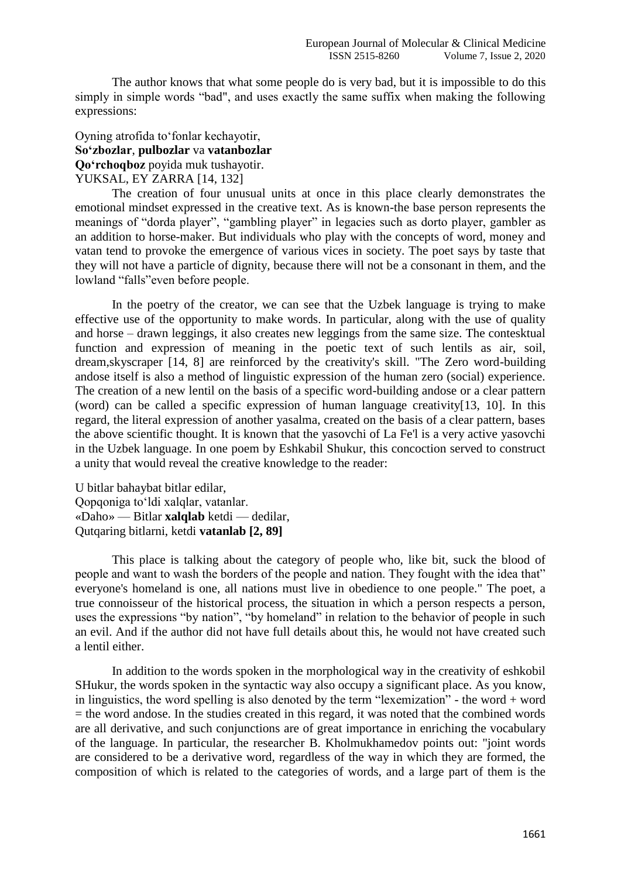The author knows that what some people do is very bad, but it is impossible to do this simply in simple words "bad", and uses exactly the same suffix when making the following expressions:

Oyning atrofida to'fonlar kechayotir,  
**So'zbozlar**, **pulbozlar** va **vatanbozlar**  
**Qo'rchoqboz** poyida muk tushayotir.  
YUKSAL, EY ZARRA [14, 132]

The creation of four unusual units at once in this place clearly demonstrates the emotional mindset expressed in the creative text. As is known-the base person represents the meanings of "dorda player", "gambling player" in legacies such as dorto player, gambler as an addition to horse-maker. But individuals who play with the concepts of word, money and vatan tend to provoke the emergence of various vices in society. The poet says by taste that they will not have a particle of dignity, because there will not be a consonant in them, and the lowland "falls"even before people.

In the poetry of the creator, we can see that the Uzbek language is trying to make effective use of the opportunity to make words. In particular, along with the use of quality and horse – drawn leggings, it also creates new leggings from the same size. The contesktual function and expression of meaning in the poetic text of such lentils as air, soil, dream,skyscraper [14, 8] are reinforced by the creativity's skill. "The Zero word-building andose itself is also a method of linguistic expression of the human zero (social) experience. The creation of a new lentil on the basis of a specific word-building andose or a clear pattern (word) can be called a specific expression of human language creativity[13, 10]. In this regard, the literal expression of another yasalma, created on the basis of a clear pattern, bases the above scientific thought. It is known that the yasovchi of La Fe'l is a very active yasovchi in the Uzbek language. In one poem by Eshkabil Shukur, this concoction served to construct a unity that would reveal the creative knowledge to the reader:

U bitlar bahaybat bitlar edilar,  
Qopqoniga to'ldi xalqlar, vatanlar.  
«Daho» — Bitlar **xalqlab** ketdi — dedilar,  
Qutqaring bitlarni, ketdi **vatanlab [2, 89]**

This place is talking about the category of people who, like bit, suck the blood of people and want to wash the borders of the people and nation. They fought with the idea that" everyone's homeland is one, all nations must live in obedience to one people." The poet, a true connoisseur of the historical process, the situation in which a person respects a person, uses the expressions "by nation", "by homeland" in relation to the behavior of people in such an evil. And if the author did not have full details about this, he would not have created such a lentil either.

In addition to the words spoken in the morphological way in the creativity of eshkobil SHukur, the words spoken in the syntactic way also occupy a significant place. As you know, in linguistics, the word spelling is also denoted by the term "lexemization" - the word + word = the word andose. In the studies created in this regard, it was noted that the combined words are all derivative, and such conjunctions are of great importance in enriching the vocabulary of the language. In particular, the researcher B. Kholmukhamedov points out: "joint words are considered to be a derivative word, regardless of the way in which they are formed, the composition of which is related to the categories of words, and a large part of them is the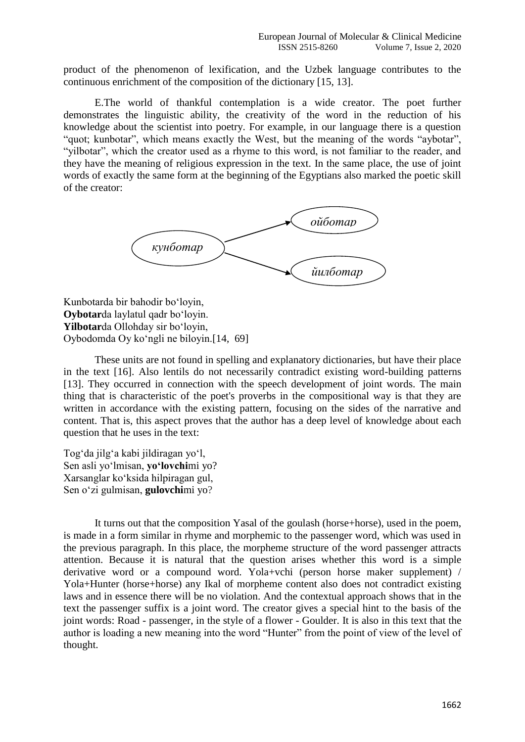product of the phenomenon of lexification, and the Uzbek language contributes to the continuous enrichment of the composition of the dictionary [15, 13].

E.The world of thankful contemplation is a wide creator. The poet further demonstrates the linguistic ability, the creativity of the word in the reduction of his knowledge about the scientist into poetry. For example, in our language there is a question "quot; kunbotar", which means exactly the West, but the meaning of the words "aybotar", "yilbotar", which the creator used as a rhyme to this word, is not familiar to the reader, and they have the meaning of religious expression in the text. In the same place, the use of joint words of exactly the same form at the beginning of the Egyptians also marked the poetic skill of the creator:

*кунботар* → *ойботар*
*кунботар* → *йилботар*

Kunbotarda bir bahodir bo'loyin,
**Oybotar**da laylatul qadr bo'loyin.
**Yilbotar**da Ollohday sir bo'loyin,
Oybodomda Oy ko'ngli ne biloyin.[14, 69]

These units are not found in spelling and explanatory dictionaries, but have their place in the text [16]. Also lentils do not necessarily contradict existing word-building patterns [13]. They occurred in connection with the speech development of joint words. The main thing that is characteristic of the poet's proverbs in the compositional way is that they are written in accordance with the existing pattern, focusing on the sides of the narrative and content. That is, this aspect proves that the author has a deep level of knowledge about each question that he uses in the text:

Tog'da jilg'a kabi jildiragan yo'l,
Sen asli yo'lmisan, **yo'lovchi**mi yo?
Xarsanglar ko'ksida hilpiragan gul,
Sen o'zi gulmisan, **gulovchi**mi yo?

It turns out that the composition Yasal of the goulash (horse+horse), used in the poem, is made in a form similar in rhyme and morphemic to the passenger word, which was used in the previous paragraph. In this place, the morpheme structure of the word passenger attracts attention. Because it is natural that the question arises whether this word is a simple derivative word or a compound word. Yola+vchi (person horse maker supplement) / Yola+Hunter (horse+horse) any Ikal of morpheme content also does not contradict existing laws and in essence there will be no violation. And the contextual approach shows that in the text the passenger suffix is a joint word. The creator gives a special hint to the basis of the joint words: Road - passenger, in the style of a flower - Goulder. It is also in this text that the author is loading a new meaning into the word "Hunter" from the point of view of the level of thought.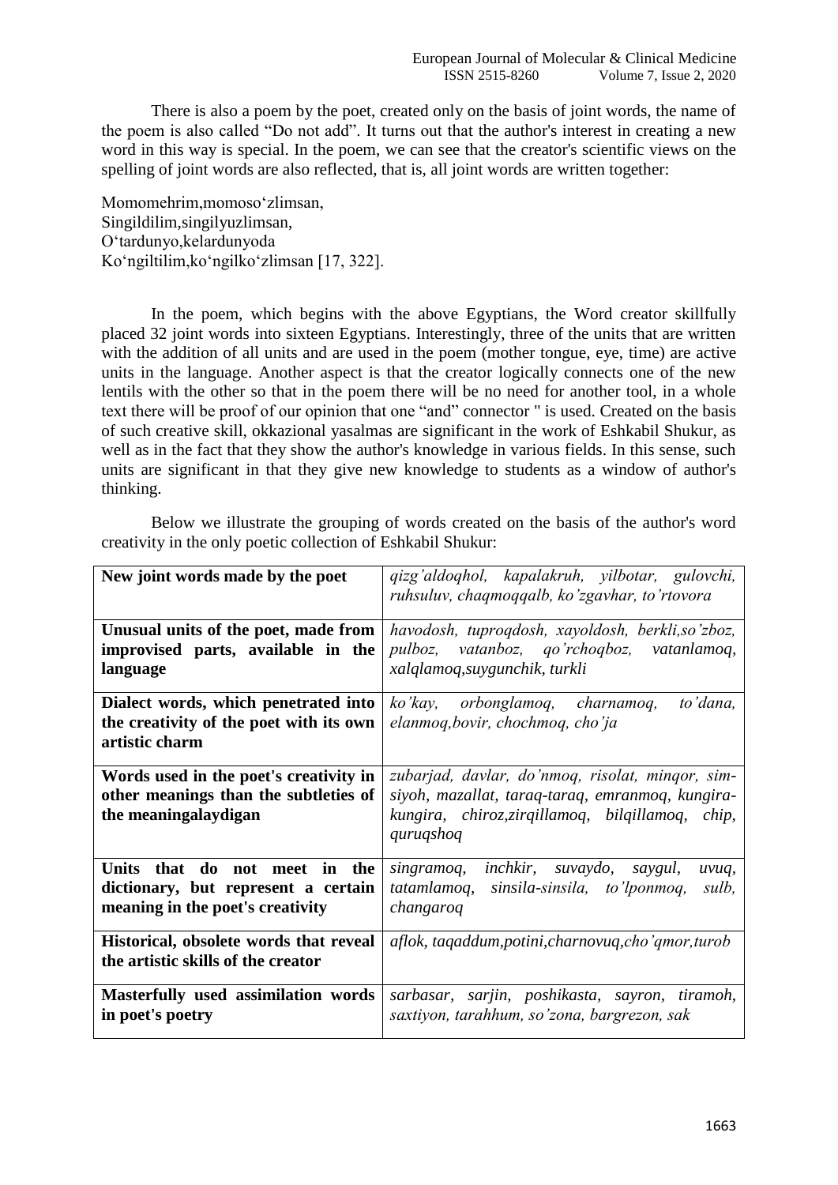There is also a poem by the poet, created only on the basis of joint words, the name of the poem is also called "Do not add". It turns out that the author's interest in creating a new word in this way is special. In the poem, we can see that the creator's scientific views on the spelling of joint words are also reflected, that is, all joint words are written together:

Momomehrim,momosoʻzlimsan,  
Singildilim,singilyuzlimsan,  
Oʻtardunyo,kelardunyoda  
Koʻngiltilim,koʻngilkoʻzlimsan [17, 322].

In the poem, which begins with the above Egyptians, the Word creator skillfully placed 32 joint words into sixteen Egyptians. Interestingly, three of the units that are written with the addition of all units and are used in the poem (mother tongue, eye, time) are active units in the language. Another aspect is that the creator logically connects one of the new lentils with the other so that in the poem there will be no need for another tool, in a whole text there will be proof of our opinion that one "and" connector " is used. Created on the basis of such creative skill, okkazional yasalmas are significant in the work of Eshkabil Shukur, as well as in the fact that they show the author's knowledge in various fields. In this sense, such units are significant in that they give new knowledge to students as a window of author's thinking.

Below we illustrate the grouping of words created on the basis of the author's word creativity in the only poetic collection of Eshkabil Shukur:

| **New joint words made by the poet** | *qizg'aldoqhol, kapalakruh, yilbotar, gulovchi, ruhsuluv, chaqmoqqalb, ko'zgavhar, to'rtovora* |
|---|---|
| **Unusual units of the poet, made from improvised parts, available in the language** | *havodosh, tuproqdosh, xayoldosh, berkli,so'zboz, pulboz, vatanboz, qo'rchoqboz, vatanlamoq, xalqlamoq,suygunchik, turkli* |
| **Dialect words, which penetrated into the creativity of the poet with its own artistic charm** | *ko'kay, orbonglamoq, charnamoq, to'dana, elanmoq,bovir, chochmoq, cho'ja* |
| **Words used in the poet's creativity in other meanings than the subtleties of the meaningalaydigan** | *zubarjad, davlar, do'nmoq, risolat, minqor, sim-siyoh, mazallat, taraq-taraq, emranmoq, kungira-kungira, chiroz,zirqillamoq, bilqillamoq, chip, quruqshoq* |
| **Units that do not meet in the dictionary, but represent a certain meaning in the poet's creativity** | *singramoq, inchkir, suvaydo, saygul, uvuq, tatamlamoq, sinsila-sinsila, to'lponmoq, sulb, changaroq* |
| **Historical, obsolete words that reveal the artistic skills of the creator** | *aflok, taqaddum,potini,charnovuq,cho'qmor,turob* |
| **Masterfully used assimilation words in poet's poetry** | *sarbasar, sarjin, poshikasta, sayron, tiramoh, saxtiyon, tarahhum, so'zona, bargrezon, sak* |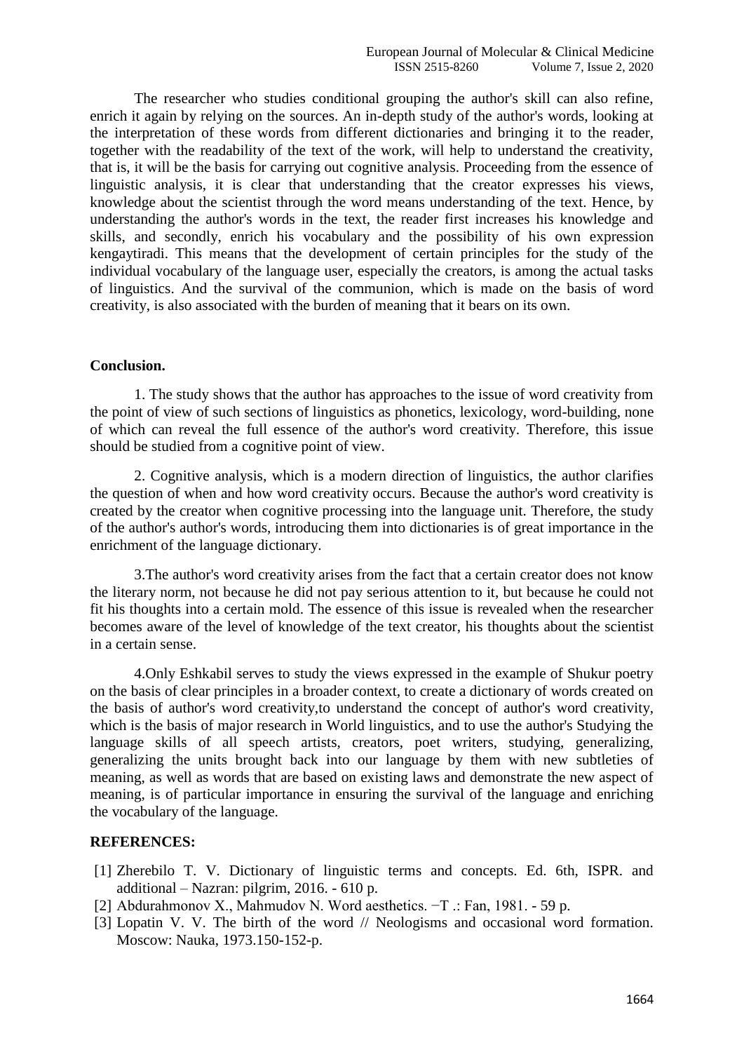The researcher who studies conditional grouping the author's skill can also refine, enrich it again by relying on the sources. An in-depth study of the author's words, looking at the interpretation of these words from different dictionaries and bringing it to the reader, together with the readability of the text of the work, will help to understand the creativity, that is, it will be the basis for carrying out cognitive analysis. Proceeding from the essence of linguistic analysis, it is clear that understanding that the creator expresses his views, knowledge about the scientist through the word means understanding of the text. Hence, by understanding the author's words in the text, the reader first increases his knowledge and skills, and secondly, enrich his vocabulary and the possibility of his own expression kengaytiradi. This means that the development of certain principles for the study of the individual vocabulary of the language user, especially the creators, is among the actual tasks of linguistics. And the survival of the communion, which is made on the basis of word creativity, is also associated with the burden of meaning that it bears on its own.

**Conclusion.**

1. The study shows that the author has approaches to the issue of word creativity from the point of view of such sections of linguistics as phonetics, lexicology, word-building, none of which can reveal the full essence of the author's word creativity. Therefore, this issue should be studied from a cognitive point of view.

2. Cognitive analysis, which is a modern direction of linguistics, the author clarifies the question of when and how word creativity occurs. Because the author's word creativity is created by the creator when cognitive processing into the language unit. Therefore, the study of the author's author's words, introducing them into dictionaries is of great importance in the enrichment of the language dictionary.

3.The author's word creativity arises from the fact that a certain creator does not know the literary norm, not because he did not pay serious attention to it, but because he could not fit his thoughts into a certain mold. The essence of this issue is revealed when the researcher becomes aware of the level of knowledge of the text creator, his thoughts about the scientist in a certain sense.

4.Only Eshkabil serves to study the views expressed in the example of Shukur poetry on the basis of clear principles in a broader context, to create a dictionary of words created on the basis of author's word creativity,to understand the concept of author's word creativity, which is the basis of major research in World linguistics, and to use the author's Studying the language skills of all speech artists, creators, poet writers, studying, generalizing, generalizing the units brought back into our language by them with new subtleties of meaning, as well as words that are based on existing laws and demonstrate the new aspect of meaning, is of particular importance in ensuring the survival of the language and enriching the vocabulary of the language.

**REFERENCES:**

[1] Zherebilo T. V. Dictionary of linguistic terms and concepts. Ed. 6th, ISPR. and additional – Nazran: pilgrim, 2016. - 610 p.
[2] Abdurahmonov X., Mahmudov N. Word aesthetics. −T .: Fan, 1981. - 59 p.
[3] Lopatin V. V. The birth of the word // Neologisms and occasional word formation. Moscow: Nauka, 1973.150-152-p.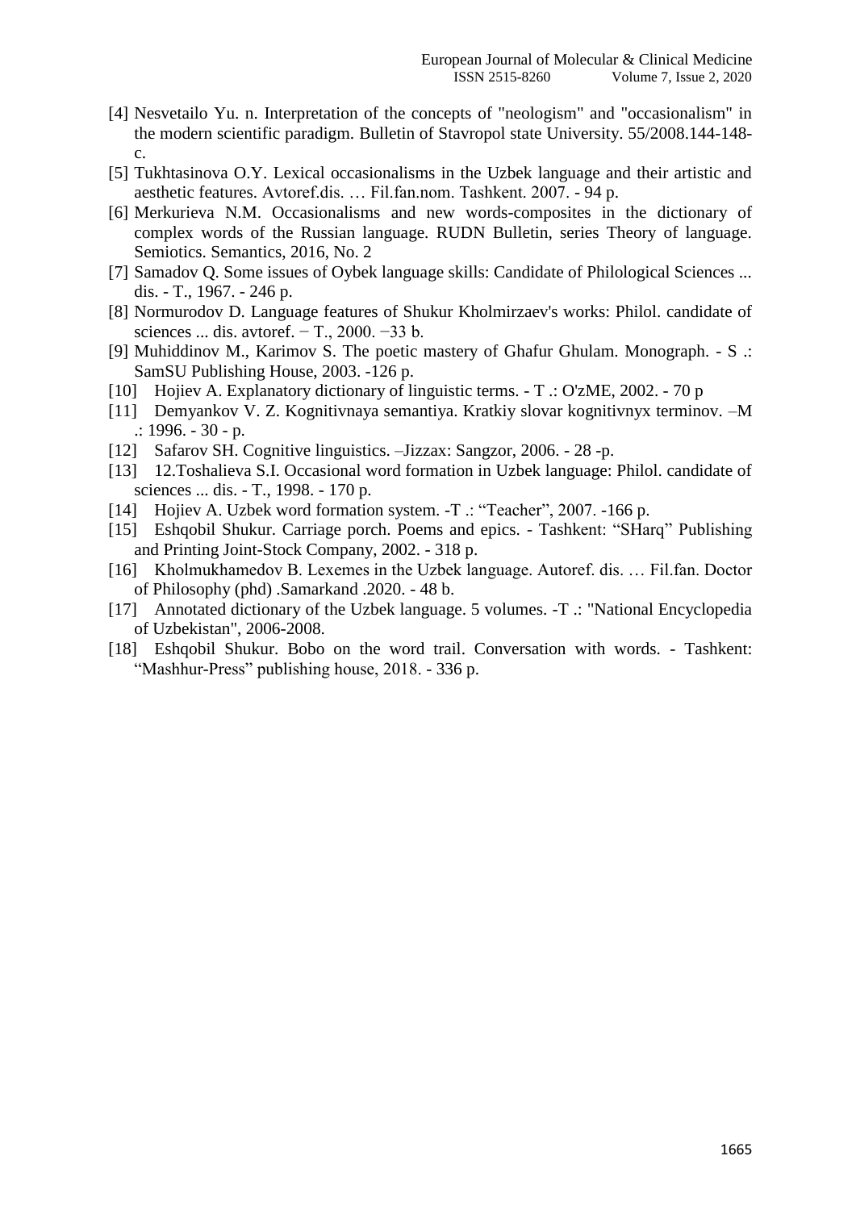[4] Nesvetailo Yu. n. Interpretation of the concepts of "neologism" and "occasionalism" in the modern scientific paradigm. Bulletin of Stavropol state University. 55/2008.144-148-c.

[5] Tukhtasinova O.Y. Lexical occasionalisms in the Uzbek language and their artistic and aesthetic features. Avtoref.dis. … Fil.fan.nom. Tashkent. 2007. - 94 p.

[6] Merkurieva N.M. Occasionalisms and new words-composites in the dictionary of complex words of the Russian language. RUDN Bulletin, series Theory of language. Semiotics. Semantics, 2016, No. 2

[7] Samadov Q. Some issues of Oybek language skills: Candidate of Philological Sciences ... dis. - T., 1967. - 246 p.

[8] Normurodov D. Language features of Shukur Kholmirzaev's works: Philol. candidate of sciences ... dis. avtoref. − T., 2000. −33 b.

[9] Muhiddinov M., Karimov S. The poetic mastery of Ghafur Ghulam. Monograph. - S .: SamSU Publishing House, 2003. -126 p.

[10] Hojiev A. Explanatory dictionary of linguistic terms. - T .: O'zME, 2002. - 70 p

[11] Demyankov V. Z. Kognitivnaya semantiya. Kratkiy slovar kognitivnyx terminov. –M .: 1996. - 30 - p.

[12] Safarov SH. Cognitive linguistics. –Jizzax: Sangzor, 2006. - 28 -p.

[13] 12.Toshalieva S.I. Occasional word formation in Uzbek language: Philol. candidate of sciences ... dis. - T., 1998. - 170 p.

[14] Hojiev A. Uzbek word formation system. -T .: “Teacher”, 2007. -166 p.

[15] Eshqobil Shukur. Carriage porch. Poems and epics. - Tashkent: “SHarq” Publishing and Printing Joint-Stock Company, 2002. - 318 p.

[16] Kholmukhamedov B. Lexemes in the Uzbek language. Autoref. dis. … Fil.fan. Doctor of Philosophy (phd) .Samarkand .2020. - 48 b.

[17] Annotated dictionary of the Uzbek language. 5 volumes. -T .: "National Encyclopedia of Uzbekistan", 2006-2008.

[18] Eshqobil Shukur. Bobo on the word trail. Conversation with words. - Tashkent: “Mashhur-Press” publishing house, 2018. - 336 p.